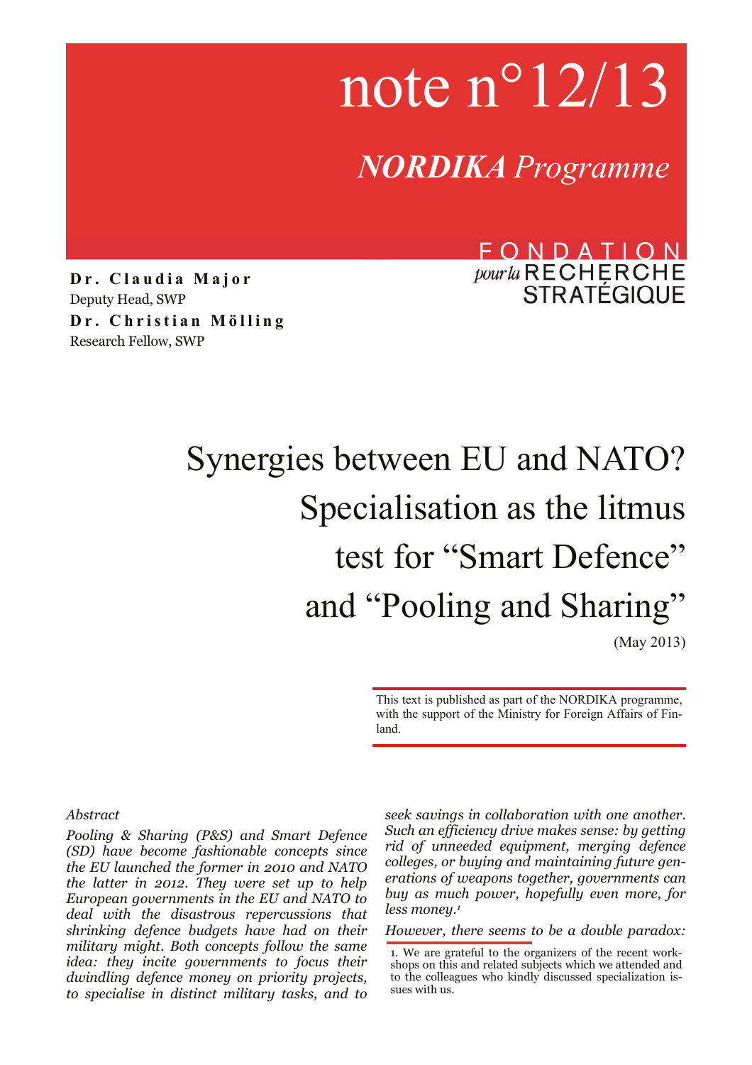note n°12/13

*NORDIKA Programme*

FONDATION pour la RECHERCHE STRATÉGIQUE

**Dr. Claudia Major**
Deputy Head, SWP

**Dr. Christian Mölling**
Research Fellow, SWP

# Synergies between EU and NATO? Specialisation as the litmus test for "Smart Defence" and "Pooling and Sharing"

(May 2013)

This text is published as part of the NORDIKA programme, with the support of the Ministry for Foreign Affairs of Finland.

*Abstract*

*Pooling & Sharing (P&S) and Smart Defence (SD) have become fashionable concepts since the EU launched the former in 2010 and NATO the latter in 2012. They were set up to help European governments in the EU and NATO to deal with the disastrous repercussions that shrinking defence budgets have had on their military might. Both concepts follow the same idea: they incite governments to focus their dwindling defence money on priority projects, to specialise in distinct military tasks, and to seek savings in collaboration with one another. Such an efficiency drive makes sense: by getting rid of unneeded equipment, merging defence colleges, or buying and maintaining future generations of weapons together, governments can buy as much power, hopefully even more, for less money.*[1]

*However, there seems to be a double paradox:*

1. We are grateful to the organizers of the recent workshops on this and related subjects which we attended and to the colleagues who kindly discussed specialization issues with us.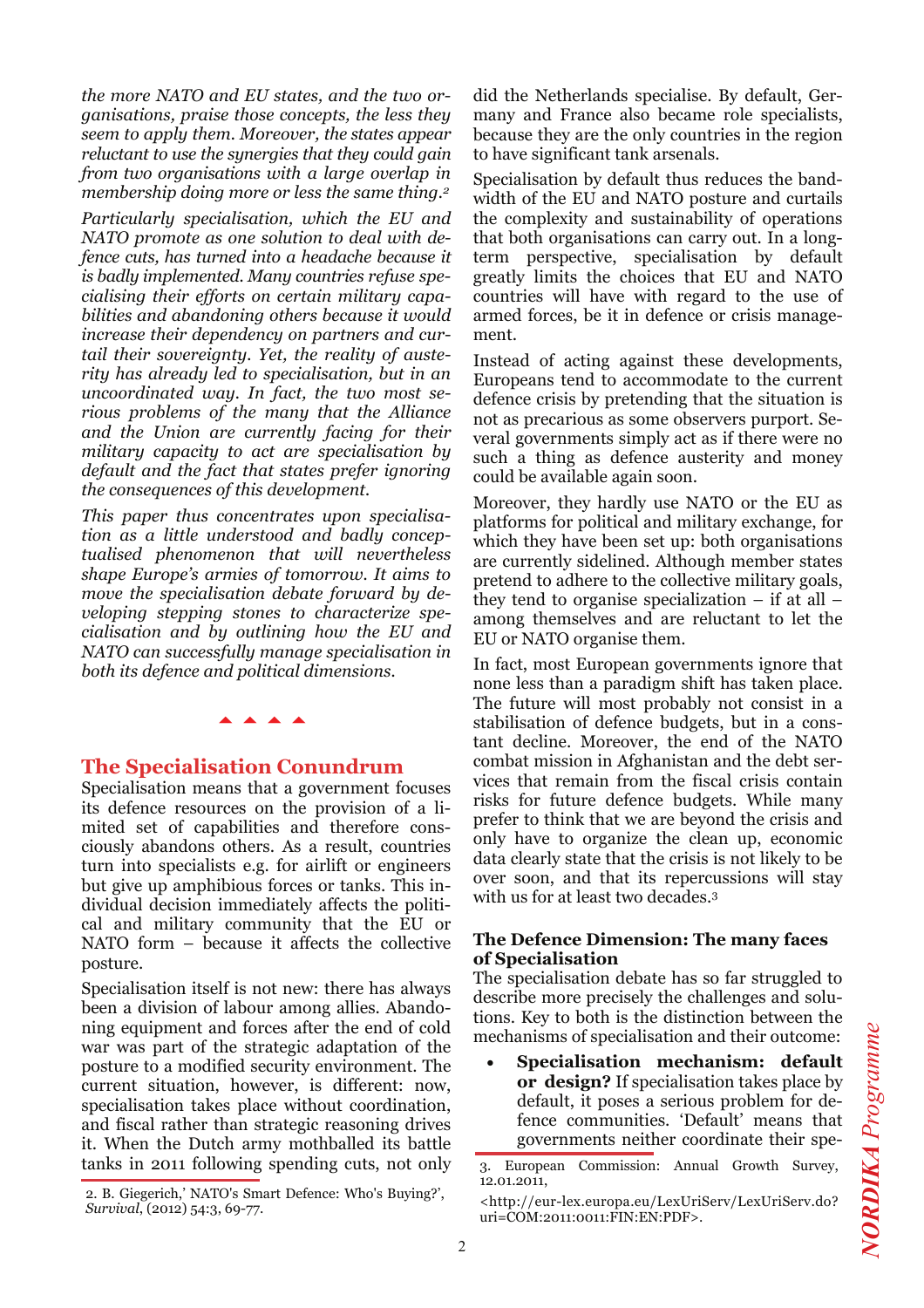*the more NATO and EU states, and the two organisations, praise those concepts, the less they seem to apply them. Moreover, the states appear reluctant to use the synergies that they could gain from two organisations with a large overlap in membership doing more or less the same thing.*[2]

*Particularly specialisation, which the EU and NATO promote as one solution to deal with defence cuts, has turned into a headache because it is badly implemented. Many countries refuse specialising their efforts on certain military capabilities and abandoning others because it would increase their dependency on partners and curtail their sovereignty. Yet, the reality of austerity has already led to specialisation, but in an uncoordinated way. In fact, the two most serious problems of the many that the Alliance and the Union are currently facing for their military capacity to act are specialisation by default and the fact that states prefer ignoring the consequences of this development.*

*This paper thus concentrates upon specialisation as a little understood and badly conceptualised phenomenon that will nevertheless shape Europe's armies of tomorrow. It aims to move the specialisation debate forward by developing stepping stones to characterize specialisation and by outlining how the EU and NATO can successfully manage specialisation in both its defence and political dimensions.*

## The Specialisation Conundrum

Specialisation means that a government focuses its defence resources on the provision of a limited set of capabilities and therefore consciously abandons others. As a result, countries turn into specialists e.g. for airlift or engineers but give up amphibious forces or tanks. This individual decision immediately affects the political and military community that the EU or NATO form – because it affects the collective posture.

Specialisation itself is not new: there has always been a division of labour among allies. Abandoning equipment and forces after the end of cold war was part of the strategic adaptation of the posture to a modified security environment. The current situation, however, is different: now, specialisation takes place without coordination, and fiscal rather than strategic reasoning drives it. When the Dutch army mothballed its battle tanks in 2011 following spending cuts, not only did the Netherlands specialise. By default, Germany and France also became role specialists, because they are the only countries in the region to have significant tank arsenals.

Specialisation by default thus reduces the bandwidth of the EU and NATO posture and curtails the complexity and sustainability of operations that both organisations can carry out. In a long-term perspective, specialisation by default greatly limits the choices that EU and NATO countries will have with regard to the use of armed forces, be it in defence or crisis management.

Instead of acting against these developments, Europeans tend to accommodate to the current defence crisis by pretending that the situation is not as precarious as some observers purport. Several governments simply act as if there were no such a thing as defence austerity and money could be available again soon.

Moreover, they hardly use NATO or the EU as platforms for political and military exchange, for which they have been set up: both organisations are currently sidelined. Although member states pretend to adhere to the collective military goals, they tend to organise specialization – if at all – among themselves and are reluctant to let the EU or NATO organise them.

In fact, most European governments ignore that none less than a paradigm shift has taken place. The future will most probably not consist in a stabilisation of defence budgets, but in a constant decline. Moreover, the end of the NATO combat mission in Afghanistan and the debt services that remain from the fiscal crisis contain risks for future defence budgets. While many prefer to think that we are beyond the crisis and only have to organize the clean up, economic data clearly state that the crisis is not likely to be over soon, and that its repercussions will stay with us for at least two decades.[3]

### The Defence Dimension: The many faces of Specialisation

The specialisation debate has so far struggled to describe more precisely the challenges and solutions. Key to both is the distinction between the mechanisms of specialisation and their outcome:

- **Specialisation mechanism: default or design?** If specialisation takes place by default, it poses a serious problem for defence communities. 'Default' means that governments neither coordinate their spe-

---

2. B. Giegerich,' NATO's Smart Defence: Who's Buying?', *Survival*, (2012) 54:3, 69-77.

3. European Commission: Annual Growth Survey, 12.01.2011,

<http://eur-lex.europa.eu/LexUriServ/LexUriServ.do?uri=COM:2011:0011:FIN:EN:PDF>.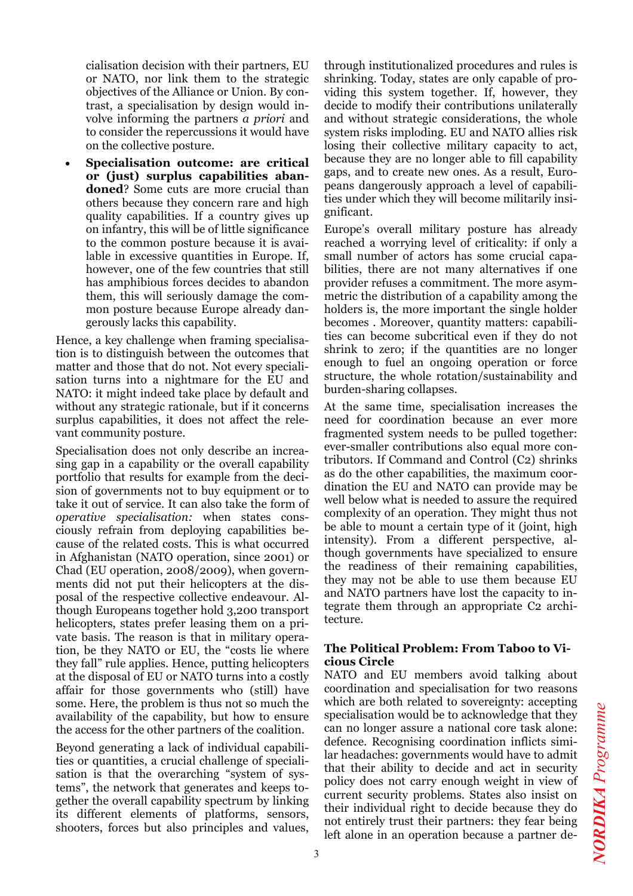cialisation decision with their partners, EU or NATO, nor link them to the strategic objectives of the Alliance or Union. By contrast, a specialisation by design would involve informing the partners *a priori* and to consider the repercussions it would have on the collective posture.

- **Specialisation outcome: are critical or (just) surplus capabilities abandoned**? Some cuts are more crucial than others because they concern rare and high quality capabilities. If a country gives up on infantry, this will be of little significance to the common posture because it is available in excessive quantities in Europe. If, however, one of the few countries that still has amphibious forces decides to abandon them, this will seriously damage the common posture because Europe already dangerously lacks this capability.

Hence, a key challenge when framing specialisation is to distinguish between the outcomes that matter and those that do not. Not every specialisation turns into a nightmare for the EU and NATO: it might indeed take place by default and without any strategic rationale, but if it concerns surplus capabilities, it does not affect the relevant community posture.

Specialisation does not only describe an increasing gap in a capability or the overall capability portfolio that results for example from the decision of governments not to buy equipment or to take it out of service. It can also take the form of *operative specialisation:* when states consciously refrain from deploying capabilities because of the related costs. This is what occurred in Afghanistan (NATO operation, since 2001) or Chad (EU operation, 2008/2009), when governments did not put their helicopters at the disposal of the respective collective endeavour. Although Europeans together hold 3,200 transport helicopters, states prefer leasing them on a private basis. The reason is that in military operation, be they NATO or EU, the "costs lie where they fall" rule applies. Hence, putting helicopters at the disposal of EU or NATO turns into a costly affair for those governments who (still) have some. Here, the problem is thus not so much the availability of the capability, but how to ensure the access for the other partners of the coalition.

Beyond generating a lack of individual capabilities or quantities, a crucial challenge of specialisation is that the overarching "system of systems", the network that generates and keeps together the overall capability spectrum by linking its different elements of platforms, sensors, shooters, forces but also principles and values, through institutionalized procedures and rules is shrinking. Today, states are only capable of providing this system together. If, however, they decide to modify their contributions unilaterally and without strategic considerations, the whole system risks imploding. EU and NATO allies risk losing their collective military capacity to act, because they are no longer able to fill capability gaps, and to create new ones. As a result, Europeans dangerously approach a level of capabilities under which they will become militarily insignificant.

Europe's overall military posture has already reached a worrying level of criticality: if only a small number of actors has some crucial capabilities, there are not many alternatives if one provider refuses a commitment. The more asymmetric the distribution of a capability among the holders is, the more important the single holder becomes . Moreover, quantity matters: capabilities can become subcritical even if they do not shrink to zero; if the quantities are no longer enough to fuel an ongoing operation or force structure, the whole rotation/sustainability and burden-sharing collapses.

At the same time, specialisation increases the need for coordination because an ever more fragmented system needs to be pulled together: ever-smaller contributions also equal more contributors. If Command and Control (C2) shrinks as do the other capabilities, the maximum coordination the EU and NATO can provide may be well below what is needed to assure the required complexity of an operation. They might thus not be able to mount a certain type of it (joint, high intensity). From a different perspective, although governments have specialized to ensure the readiness of their remaining capabilities, they may not be able to use them because EU and NATO partners have lost the capacity to integrate them through an appropriate C2 architecture.

### The Political Problem: From Taboo to Vicious Circle

NATO and EU members avoid talking about coordination and specialisation for two reasons which are both related to sovereignty: accepting specialisation would be to acknowledge that they can no longer assure a national core task alone: defence. Recognising coordination inflicts similar headaches: governments would have to admit that their ability to decide and act in security policy does not carry enough weight in view of current security problems. States also insist on their individual right to decide because they do not entirely trust their partners: they fear being left alone in an operation because a partner de-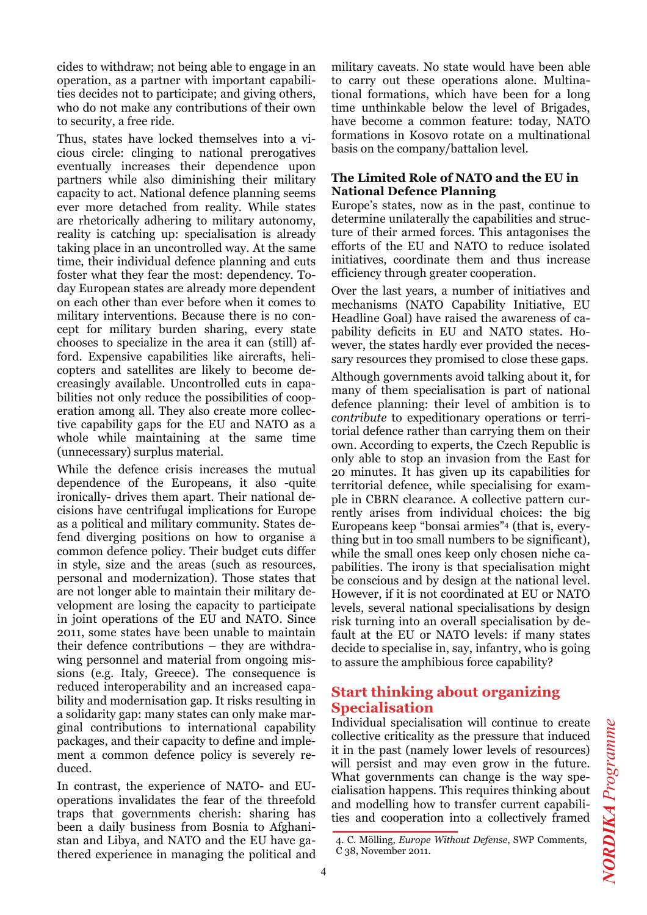cides to withdraw; not being able to engage in an operation, as a partner with important capabilities decides not to participate; and giving others, who do not make any contributions of their own to security, a free ride.

Thus, states have locked themselves into a vicious circle: clinging to national prerogatives eventually increases their dependence upon partners while also diminishing their military capacity to act. National defence planning seems ever more detached from reality. While states are rhetorically adhering to military autonomy, reality is catching up: specialisation is already taking place in an uncontrolled way. At the same time, their individual defence planning and cuts foster what they fear the most: dependency. Today European states are already more dependent on each other than ever before when it comes to military interventions. Because there is no concept for military burden sharing, every state chooses to specialize in the area it can (still) afford. Expensive capabilities like aircrafts, helicopters and satellites are likely to become decreasingly available. Uncontrolled cuts in capabilities not only reduce the possibilities of cooperation among all. They also create more collective capability gaps for the EU and NATO as a whole while maintaining at the same time (unnecessary) surplus material.

While the defence crisis increases the mutual dependence of the Europeans, it also -quite ironically- drives them apart. Their national decisions have centrifugal implications for Europe as a political and military community. States defend diverging positions on how to organise a common defence policy. Their budget cuts differ in style, size and the areas (such as resources, personal and modernization). Those states that are not longer able to maintain their military development are losing the capacity to participate in joint operations of the EU and NATO. Since 2011, some states have been unable to maintain their defence contributions – they are withdrawing personnel and material from ongoing missions (e.g. Italy, Greece). The consequence is reduced interoperability and an increased capability and modernisation gap. It risks resulting in a solidarity gap: many states can only make marginal contributions to international capability packages, and their capacity to define and implement a common defence policy is severely reduced.

In contrast, the experience of NATO- and EU-operations invalidates the fear of the threefold traps that governments cherish: sharing has been a daily business from Bosnia to Afghanistan and Libya, and NATO and the EU have gathered experience in managing the political and military caveats. No state would have been able to carry out these operations alone. Multinational formations, which have been for a long time unthinkable below the level of Brigades, have become a common feature: today, NATO formations in Kosovo rotate on a multinational basis on the company/battalion level.

### The Limited Role of NATO and the EU in National Defence Planning

Europe's states, now as in the past, continue to determine unilaterally the capabilities and structure of their armed forces. This antagonises the efforts of the EU and NATO to reduce isolated initiatives, coordinate them and thus increase efficiency through greater cooperation.

Over the last years, a number of initiatives and mechanisms (NATO Capability Initiative, EU Headline Goal) have raised the awareness of capability deficits in EU and NATO states. However, the states hardly ever provided the necessary resources they promised to close these gaps.

Although governments avoid talking about it, for many of them specialisation is part of national defence planning: their level of ambition is to *contribute* to expeditionary operations or territorial defence rather than carrying them on their own. According to experts, the Czech Republic is only able to stop an invasion from the East for 20 minutes. It has given up its capabilities for territorial defence, while specialising for example in CBRN clearance. A collective pattern currently arises from individual choices: the big Europeans keep "bonsai armies"[4] (that is, everything but in too small numbers to be significant), while the small ones keep only chosen niche capabilities. The irony is that specialisation might be conscious and by design at the national level. However, if it is not coordinated at EU or NATO levels, several national specialisations by design risk turning into an overall specialisation by default at the EU or NATO levels: if many states decide to specialise in, say, infantry, who is going to assure the amphibious force capability?

## Start thinking about organizing Specialisation

Individual specialisation will continue to create collective criticality as the pressure that induced it in the past (namely lower levels of resources) will persist and may even grow in the future. What governments can change is the way specialisation happens. This requires thinking about and modelling how to transfer current capabilities and cooperation into a collectively framed

4. C. Mölling, *Europe Without Defense*, SWP Comments, C 38, November 2011.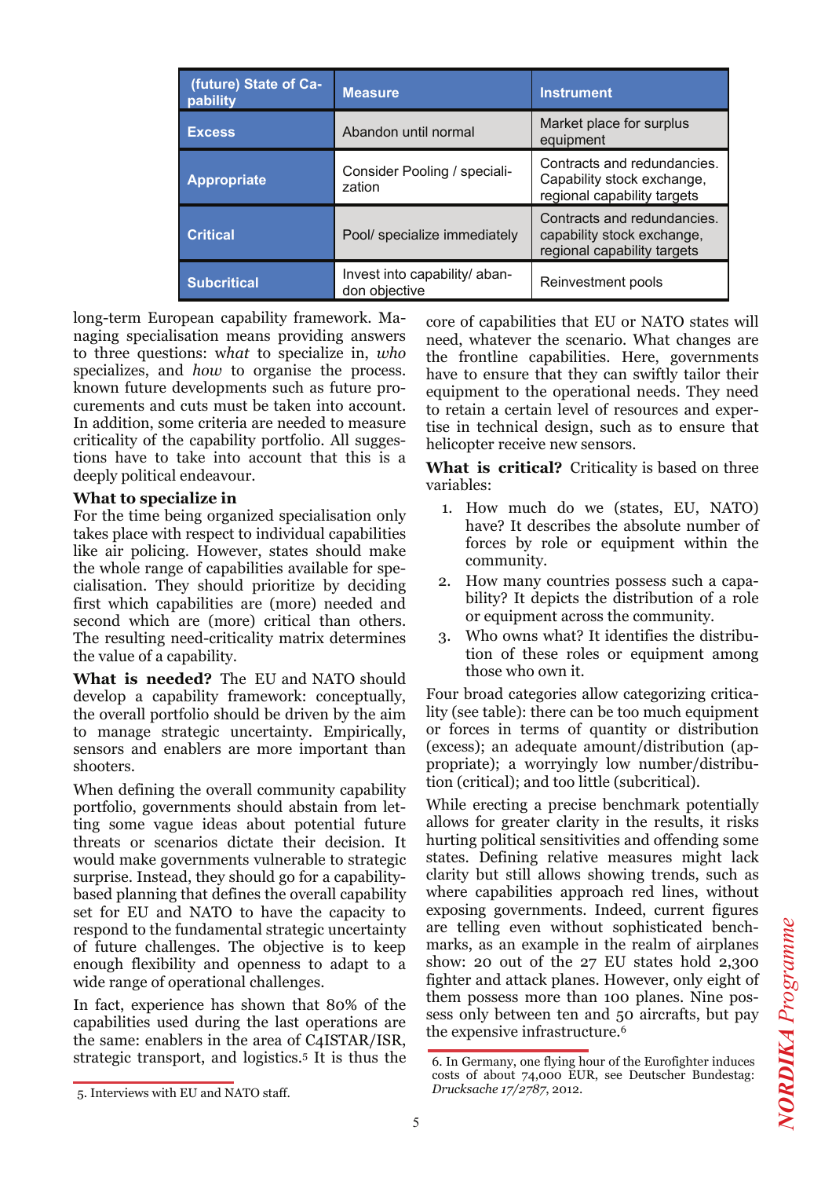| (future) State of Capability | Measure | Instrument |
|---|---|---|
| **Excess** | Abandon until normal | Market place for surplus equipment |
| **Appropriate** | Consider Pooling / specialization | Contracts and redundancies. Capability stock exchange, regional capability targets |
| **Critical** | Pool/ specialize immediately | Contracts and redundancies. capability stock exchange, regional capability targets |
| **Subcritical** | Invest into capability/ abandon objective | Reinvestment pools |

long-term European capability framework. Managing specialisation means providing answers to three questions: *what* to specialize in, *who* specializes, and *how* to organise the process. known future developments such as future procurements and cuts must be taken into account. In addition, some criteria are needed to measure criticality of the capability portfolio. All suggestions have to take into account that this is a deeply political endeavour.

**What to specialize in**

For the time being organized specialisation only takes place with respect to individual capabilities like air policing. However, states should make the whole range of capabilities available for specialisation. They should prioritize by deciding first which capabilities are (more) needed and second which are (more) critical than others. The resulting need-criticality matrix determines the value of a capability.

**What is needed?** The EU and NATO should develop a capability framework: conceptually, the overall portfolio should be driven by the aim to manage strategic uncertainty. Empirically, sensors and enablers are more important than shooters.

When defining the overall community capability portfolio, governments should abstain from letting some vague ideas about potential future threats or scenarios dictate their decision. It would make governments vulnerable to strategic surprise. Instead, they should go for a capability-based planning that defines the overall capability set for EU and NATO to have the capacity to respond to the fundamental strategic uncertainty of future challenges. The objective is to keep enough flexibility and openness to adapt to a wide range of operational challenges.

In fact, experience has shown that 80% of the capabilities used during the last operations are the same: enablers in the area of C4ISTAR/ISR, strategic transport, and logistics.[5] It is thus the core of capabilities that EU or NATO states will need, whatever the scenario. What changes are the frontline capabilities. Here, governments have to ensure that they can swiftly tailor their equipment to the operational needs. They need to retain a certain level of resources and expertise in technical design, such as to ensure that helicopter receive new sensors.

**What is critical?** Criticality is based on three variables:

1. How much do we (states, EU, NATO) have? It describes the absolute number of forces by role or equipment within the community.
2. How many countries possess such a capability? It depicts the distribution of a role or equipment across the community.
3. Who owns what? It identifies the distribution of these roles or equipment among those who own it.

Four broad categories allow categorizing criticality (see table): there can be too much equipment or forces in terms of quantity or distribution (excess); an adequate amount/distribution (appropriate); a worryingly low number/distribution (critical); and too little (subcritical).

While erecting a precise benchmark potentially allows for greater clarity in the results, it risks hurting political sensitivities and offending some states. Defining relative measures might lack clarity but still allows showing trends, such as where capabilities approach red lines, without exposing governments. Indeed, current figures are telling even without sophisticated benchmarks, as an example in the realm of airplanes show: 20 out of the 27 EU states hold 2,300 fighter and attack planes. However, only eight of them possess more than 100 planes. Nine possess only between ten and 50 aircrafts, but pay the expensive infrastructure.[6]

5. Interviews with EU and NATO staff.

6. In Germany, one flying hour of the Eurofighter induces costs of about 74,000 EUR, see Deutscher Bundestag: *Drucksache 17/2787*, 2012.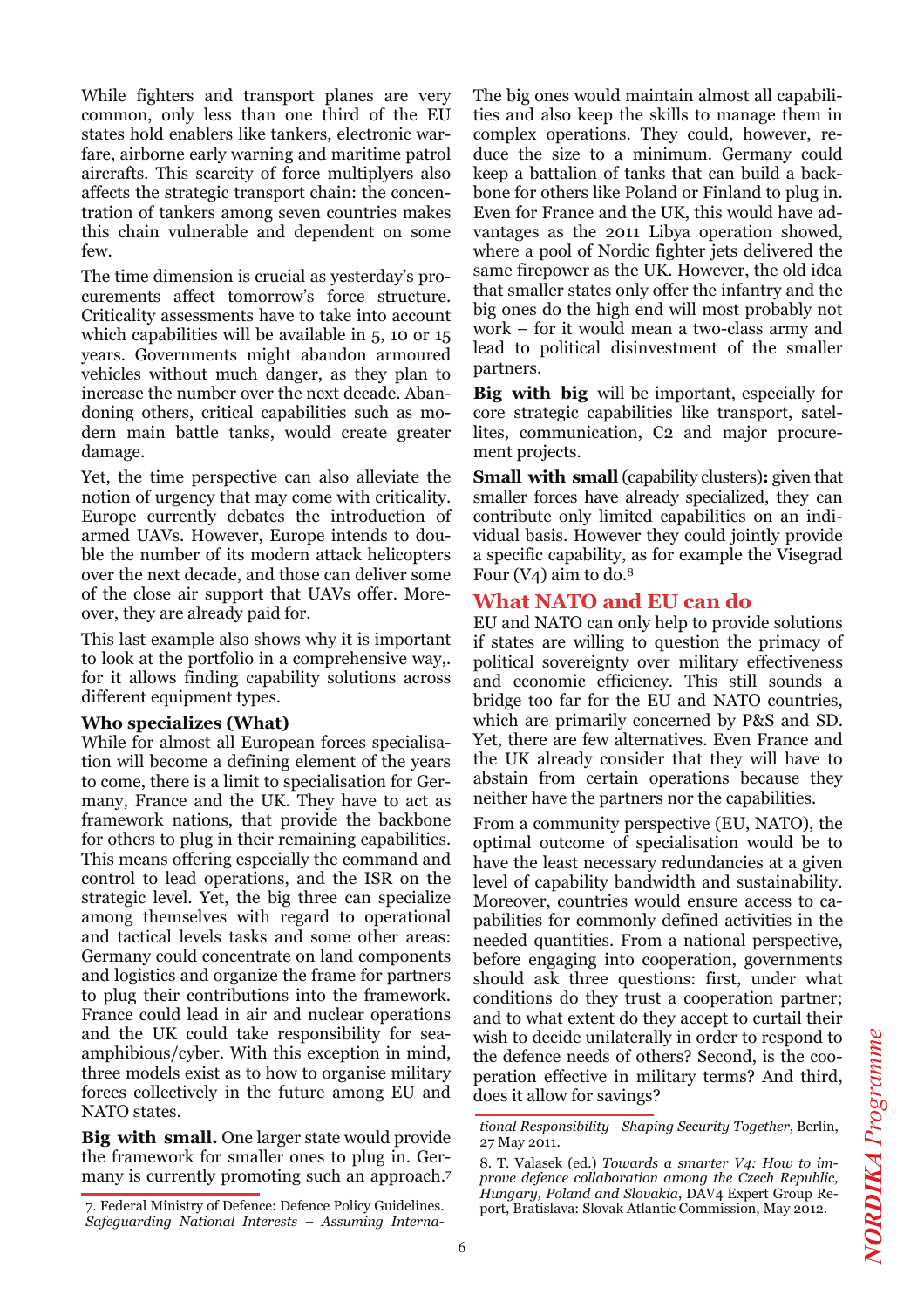While fighters and transport planes are very common, only less than one third of the EU states hold enablers like tankers, electronic warfare, airborne early warning and maritime patrol aircrafts. This scarcity of force multiplyers also affects the strategic transport chain: the concentration of tankers among seven countries makes this chain vulnerable and dependent on some few.

The time dimension is crucial as yesterday's procurements affect tomorrow's force structure. Criticality assessments have to take into account which capabilities will be available in 5, 10 or 15 years. Governments might abandon armoured vehicles without much danger, as they plan to increase the number over the next decade. Abandoning others, critical capabilities such as modern main battle tanks, would create greater damage.

Yet, the time perspective can also alleviate the notion of urgency that may come with criticality. Europe currently debates the introduction of armed UAVs. However, Europe intends to double the number of its modern attack helicopters over the next decade, and those can deliver some of the close air support that UAVs offer. Moreover, they are already paid for.

This last example also shows why it is important to look at the portfolio in a comprehensive way,. for it allows finding capability solutions across different equipment types.

### Who specializes (What)

While for almost all European forces specialisation will become a defining element of the years to come, there is a limit to specialisation for Germany, France and the UK. They have to act as framework nations, that provide the backbone for others to plug in their remaining capabilities. This means offering especially the command and control to lead operations, and the ISR on the strategic level. Yet, the big three can specialize among themselves with regard to operational and tactical levels tasks and some other areas: Germany could concentrate on land components and logistics and organize the frame for partners to plug their contributions into the framework. France could lead in air and nuclear operations and the UK could take responsibility for sea-amphibious/cyber. With this exception in mind, three models exist as to how to organise military forces collectively in the future among EU and NATO states.

**Big with small.** One larger state would provide the framework for smaller ones to plug in. Germany is currently promoting such an approach.[7] The big ones would maintain almost all capabilities and also keep the skills to manage them in complex operations. They could, however, reduce the size to a minimum. Germany could keep a battalion of tanks that can build a backbone for others like Poland or Finland to plug in. Even for France and the UK, this would have advantages as the 2011 Libya operation showed, where a pool of Nordic fighter jets delivered the same firepower as the UK. However, the old idea that smaller states only offer the infantry and the big ones do the high end will most probably not work – for it would mean a two-class army and lead to political disinvestment of the smaller partners.

**Big with big** will be important, especially for core strategic capabilities like transport, satellites, communication, C2 and major procurement projects.

**Small with small** (capability clusters)**:** given that smaller forces have already specialized, they can contribute only limited capabilities on an individual basis. However they could jointly provide a specific capability, as for example the Visegrad Four (V4) aim to do.[8]

## What NATO and EU can do

EU and NATO can only help to provide solutions if states are willing to question the primacy of political sovereignty over military effectiveness and economic efficiency. This still sounds a bridge too far for the EU and NATO countries, which are primarily concerned by P&S and SD. Yet, there are few alternatives. Even France and the UK already consider that they will have to abstain from certain operations because they neither have the partners nor the capabilities.

From a community perspective (EU, NATO), the optimal outcome of specialisation would be to have the least necessary redundancies at a given level of capability bandwidth and sustainability. Moreover, countries would ensure access to capabilities for commonly defined activities in the needed quantities. From a national perspective, before engaging into cooperation, governments should ask three questions: first, under what conditions do they trust a cooperation partner; and to what extent do they accept to curtail their wish to decide unilaterally in order to respond to the defence needs of others? Second, is the cooperation effective in military terms? And third, does it allow for savings?

---

7. Federal Ministry of Defence: Defence Policy Guidelines. *Safeguarding National Interests – Assuming International Responsibility –Shaping Security Together*, Berlin, 27 May 2011.

8. T. Valasek (ed.) *Towards a smarter V4: How to improve defence collaboration among the Czech Republic, Hungary, Poland and Slovakia*, DAV4 Expert Group Report, Bratislava: Slovak Atlantic Commission, May 2012.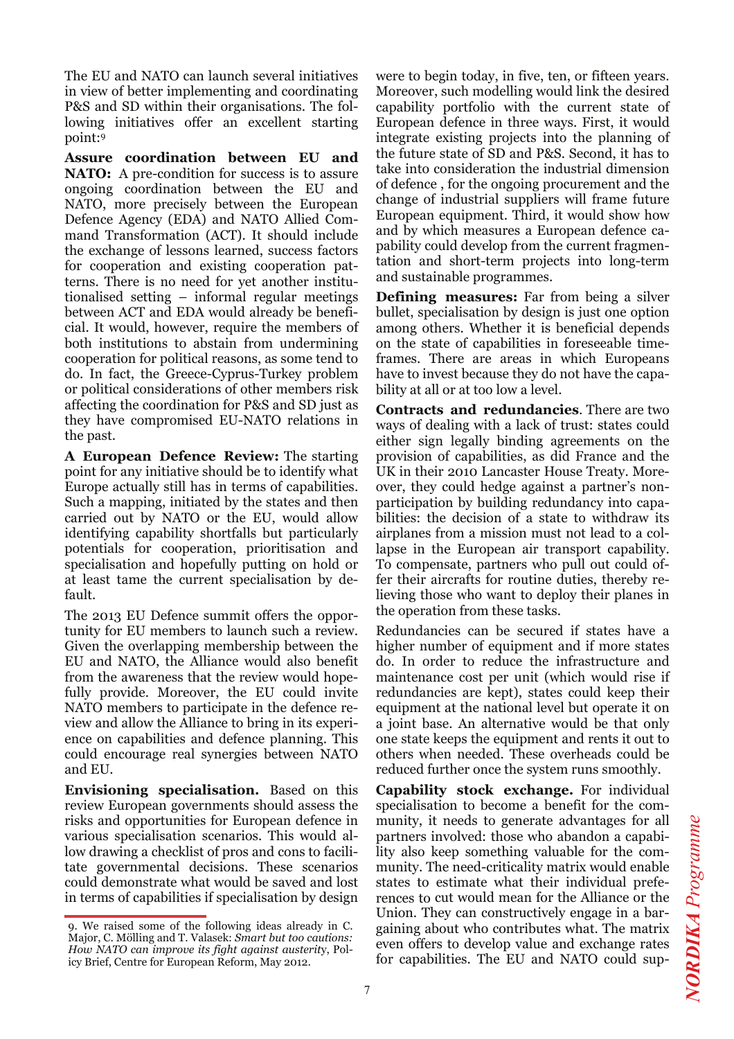The EU and NATO can launch several initiatives in view of better implementing and coordinating P&S and SD within their organisations. The following initiatives offer an excellent starting point:[9]

**Assure coordination between EU and NATO:** A pre-condition for success is to assure ongoing coordination between the EU and NATO, more precisely between the European Defence Agency (EDA) and NATO Allied Command Transformation (ACT). It should include the exchange of lessons learned, success factors for cooperation and existing cooperation patterns. There is no need for yet another institutionalised setting – informal regular meetings between ACT and EDA would already be beneficial. It would, however, require the members of both institutions to abstain from undermining cooperation for political reasons, as some tend to do. In fact, the Greece-Cyprus-Turkey problem or political considerations of other members risk affecting the coordination for P&S and SD just as they have compromised EU-NATO relations in the past.

**A European Defence Review:** The starting point for any initiative should be to identify what Europe actually still has in terms of capabilities. Such a mapping, initiated by the states and then carried out by NATO or the EU, would allow identifying capability shortfalls but particularly potentials for cooperation, prioritisation and specialisation and hopefully putting on hold or at least tame the current specialisation by default.

The 2013 EU Defence summit offers the opportunity for EU members to launch such a review. Given the overlapping membership between the EU and NATO, the Alliance would also benefit from the awareness that the review would hopefully provide. Moreover, the EU could invite NATO members to participate in the defence review and allow the Alliance to bring in its experience on capabilities and defence planning. This could encourage real synergies between NATO and EU.

**Envisioning specialisation.** Based on this review European governments should assess the risks and opportunities for European defence in various specialisation scenarios. This would allow drawing a checklist of pros and cons to facilitate governmental decisions. These scenarios could demonstrate what would be saved and lost in terms of capabilities if specialisation by design were to begin today, in five, ten, or fifteen years. Moreover, such modelling would link the desired capability portfolio with the current state of European defence in three ways. First, it would integrate existing projects into the planning of the future state of SD and P&S. Second, it has to take into consideration the industrial dimension of defence , for the ongoing procurement and the change of industrial suppliers will frame future European equipment. Third, it would show how and by which measures a European defence capability could develop from the current fragmentation and short-term projects into long-term and sustainable programmes.

**Defining measures:** Far from being a silver bullet, specialisation by design is just one option among others. Whether it is beneficial depends on the state of capabilities in foreseeable timeframes. There are areas in which Europeans have to invest because they do not have the capability at all or at too low a level.

**Contracts and redundancies**. There are two ways of dealing with a lack of trust: states could either sign legally binding agreements on the provision of capabilities, as did France and the UK in their 2010 Lancaster House Treaty. Moreover, they could hedge against a partner's non-participation by building redundancy into capabilities: the decision of a state to withdraw its airplanes from a mission must not lead to a collapse in the European air transport capability. To compensate, partners who pull out could offer their aircrafts for routine duties, thereby relieving those who want to deploy their planes in the operation from these tasks.

Redundancies can be secured if states have a higher number of equipment and if more states do. In order to reduce the infrastructure and maintenance cost per unit (which would rise if redundancies are kept), states could keep their equipment at the national level but operate it on a joint base. An alternative would be that only one state keeps the equipment and rents it out to others when needed. These overheads could be reduced further once the system runs smoothly.

**Capability stock exchange.** For individual specialisation to become a benefit for the community, it needs to generate advantages for all partners involved: those who abandon a capability also keep something valuable for the community. The need-criticality matrix would enable states to estimate what their individual preferences to cut would mean for the Alliance or the Union. They can constructively engage in a bargaining about who contributes what. The matrix even offers to develop value and exchange rates for capabilities. The EU and NATO could sup-

9. We raised some of the following ideas already in C. Major, C. Mölling and T. Valasek: *Smart but too cautious: How NATO can improve its fight against austerity*, Policy Brief, Centre for European Reform, May 2012.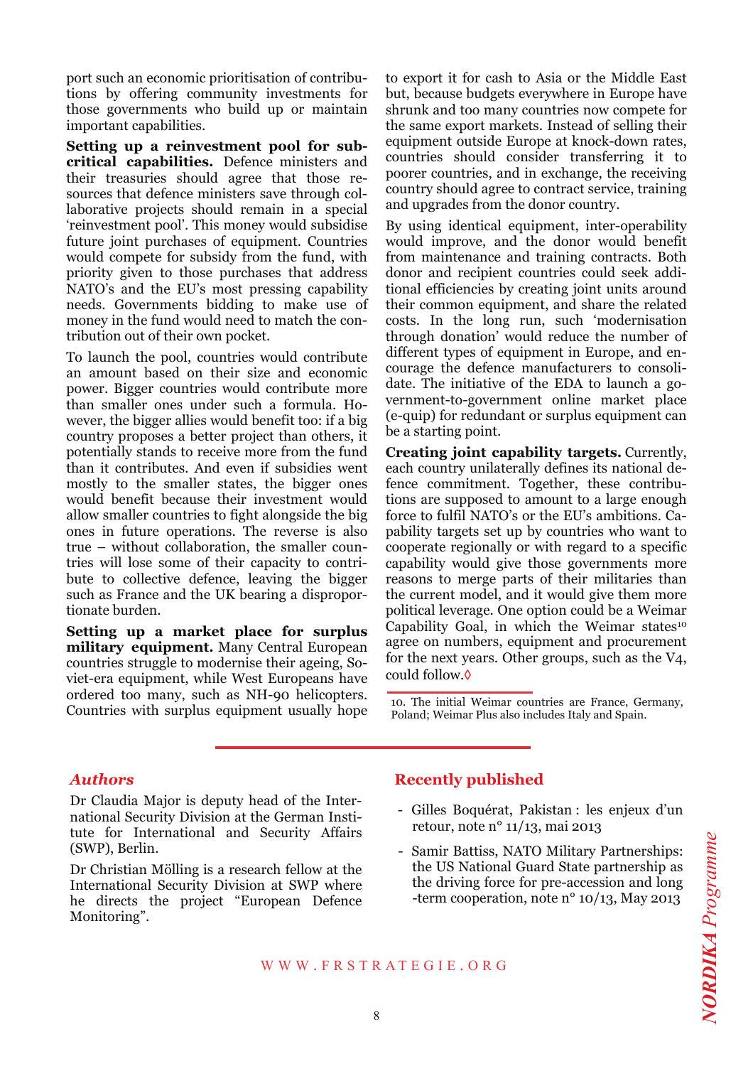port such an economic prioritisation of contributions by offering community investments for those governments who build up or maintain important capabilities.

**Setting up a reinvestment pool for sub-critical capabilities.** Defence ministers and their treasuries should agree that those resources that defence ministers save through collaborative projects should remain in a special 'reinvestment pool'. This money would subsidise future joint purchases of equipment. Countries would compete for subsidy from the fund, with priority given to those purchases that address NATO's and the EU's most pressing capability needs. Governments bidding to make use of money in the fund would need to match the contribution out of their own pocket.

To launch the pool, countries would contribute an amount based on their size and economic power. Bigger countries would contribute more than smaller ones under such a formula. However, the bigger allies would benefit too: if a big country proposes a better project than others, it potentially stands to receive more from the fund than it contributes. And even if subsidies went mostly to the smaller states, the bigger ones would benefit because their investment would allow smaller countries to fight alongside the big ones in future operations. The reverse is also true – without collaboration, the smaller countries will lose some of their capacity to contribute to collective defence, leaving the bigger such as France and the UK bearing a disproportionate burden.

**Setting up a market place for surplus military equipment.** Many Central European countries struggle to modernise their ageing, Soviet-era equipment, while West Europeans have ordered too many, such as NH-90 helicopters. Countries with surplus equipment usually hope to export it for cash to Asia or the Middle East but, because budgets everywhere in Europe have shrunk and too many countries now compete for the same export markets. Instead of selling their equipment outside Europe at knock-down rates, countries should consider transferring it to poorer countries, and in exchange, the receiving country should agree to contract service, training and upgrades from the donor country.

By using identical equipment, inter-operability would improve, and the donor would benefit from maintenance and training contracts. Both donor and recipient countries could seek additional efficiencies by creating joint units around their common equipment, and share the related costs. In the long run, such 'modernisation through donation' would reduce the number of different types of equipment in Europe, and encourage the defence manufacturers to consolidate. The initiative of the EDA to launch a government-to-government online market place (e-quip) for redundant or surplus equipment can be a starting point.

**Creating joint capability targets.** Currently, each country unilaterally defines its national defence commitment. Together, these contributions are supposed to amount to a large enough force to fulfil NATO's or the EU's ambitions. Capability targets set up by countries who want to cooperate regionally or with regard to a specific capability would give those governments more reasons to merge parts of their militaries than the current model, and it would give them more political leverage. One option could be a Weimar Capability Goal, in which the Weimar states[10] agree on numbers, equipment and procurement for the next years. Other groups, such as the V4, could follow.◊

10. The initial Weimar countries are France, Germany, Poland; Weimar Plus also includes Italy and Spain.

## *Authors*

Dr Claudia Major is deputy head of the International Security Division at the German Institute for International and Security Affairs (SWP), Berlin.

Dr Christian Mölling is a research fellow at the International Security Division at SWP where he directs the project "European Defence Monitoring".

## Recently published

- Gilles Boquérat, Pakistan : les enjeux d'un retour, note n° 11/13, mai 2013
- Samir Battiss, NATO Military Partnerships: the US National Guard State partnership as the driving force for pre-accession and long-term cooperation, note n° 10/13, May 2013

WWW.FRSTRATEGIE.ORG

***NORDIKA** Programme*